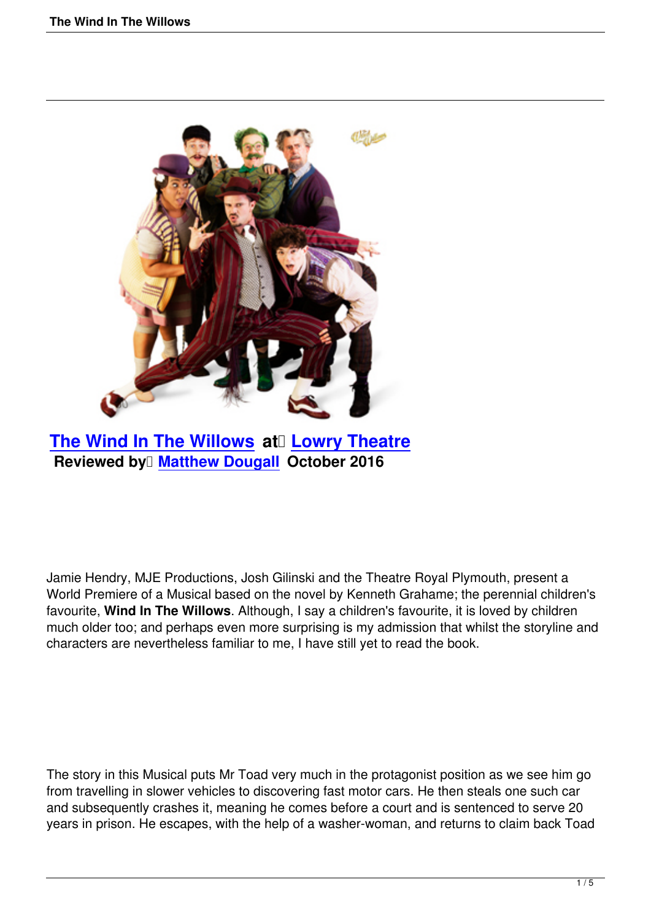## The Wind In The Willows at Lowry Theatre

**Reviewed by Matthew Dougall October 2016**

Jamie Hendry, MJE Productions, Josh Gilinski and the Theatre Royal Plymouth, present a World Premiere of a Musical based on the novel by Kenneth Grahame; the perennial children's favourite, **Wind In The Willows**. Although, I say a children's favourite, it is loved by children much older too; and perhaps even more surprising is my admission that whilst the storyline and characters are nevertheless familiar to me, I have still yet to read the book.

The story in this Musical puts Mr Toad very much in the protagonist position as we see him go from travelling in slower vehicles to discovering fast motor cars. He then steals one such car and subsequently crashes it, meaning he comes before a court and is sentenced to serve 20 years in prison. He escapes, with the help of a washer-woman, and returns to claim back Toad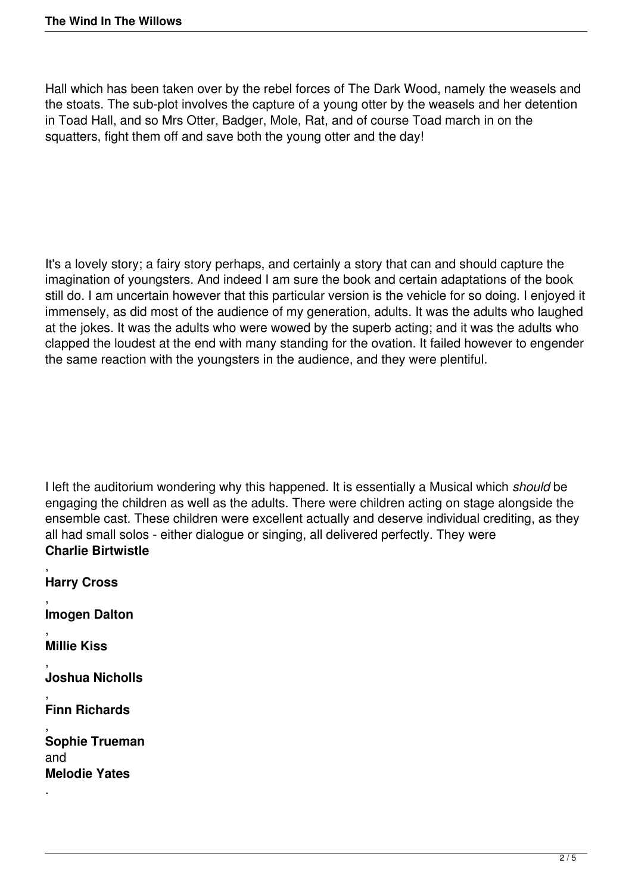Hall which has been taken over by the rebel forces of The Dark Wood, namely the weasels and the stoats. The sub-plot involves the capture of a young otter by the weasels and her detention in Toad Hall, and so Mrs Otter, Badger, Mole, Rat, and of course Toad march in on the squatters, fight them off and save both the young otter and the day!

It's a lovely story; a fairy story perhaps, and certainly a story that can and should capture the imagination of youngsters. And indeed I am sure the book and certain adaptations of the book still do. I am uncertain however that this particular version is the vehicle for so doing. I enjoyed it immensely, as did most of the audience of my generation, adults. It was the adults who laughed at the jokes. It was the adults who were wowed by the superb acting; and it was the adults who clapped the loudest at the end with many standing for the ovation. It failed however to engender the same reaction with the youngsters in the audience, and they were plentiful.

I left the auditorium wondering why this happened. It is essentially a Musical which *should* be engaging the children as well as the adults. There were children acting on stage alongside the ensemble cast. These children were excellent actually and deserve individual crediting, as they all had small solos - either dialogue or singing, all delivered perfectly. They were **Charlie Birtwistle**, **Harry Cross**, **Imogen Dalton**, **Millie Kiss**, **Joshua Nicholls**, **Finn Richards**, **Sophie Trueman** and **Melodie Yates**.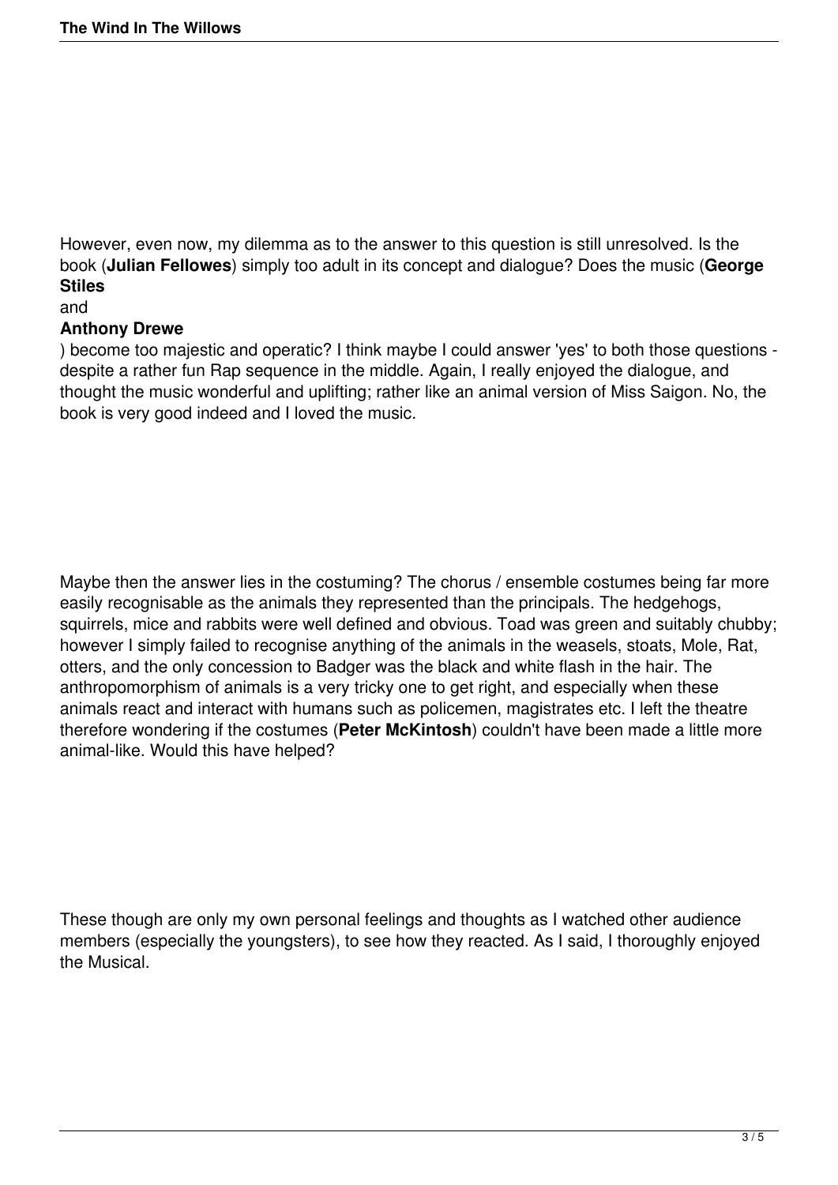However, even now, my dilemma as to the answer to this question is still unresolved. Is the book (**Julian Fellowes**) simply too adult in its concept and dialogue? Does the music (**George Stiles** and **Anthony Drewe**) become too majestic and operatic? I think maybe I could answer 'yes' to both those questions - despite a rather fun Rap sequence in the middle. Again, I really enjoyed the dialogue, and thought the music wonderful and uplifting; rather like an animal version of Miss Saigon. No, the book is very good indeed and I loved the music.

Maybe then the answer lies in the costuming? The chorus / ensemble costumes being far more easily recognisable as the animals they represented than the principals. The hedgehogs, squirrels, mice and rabbits were well defined and obvious. Toad was green and suitably chubby; however I simply failed to recognise anything of the animals in the weasels, stoats, Mole, Rat, otters, and the only concession to Badger was the black and white flash in the hair. The anthropomorphism of animals is a very tricky one to get right, and especially when these animals react and interact with humans such as policemen, magistrates etc. I left the theatre therefore wondering if the costumes (**Peter McKintosh**) couldn't have been made a little more animal-like. Would this have helped?

These though are only my own personal feelings and thoughts as I watched other audience members (especially the youngsters), to see how they reacted. As I said, I thoroughly enjoyed the Musical.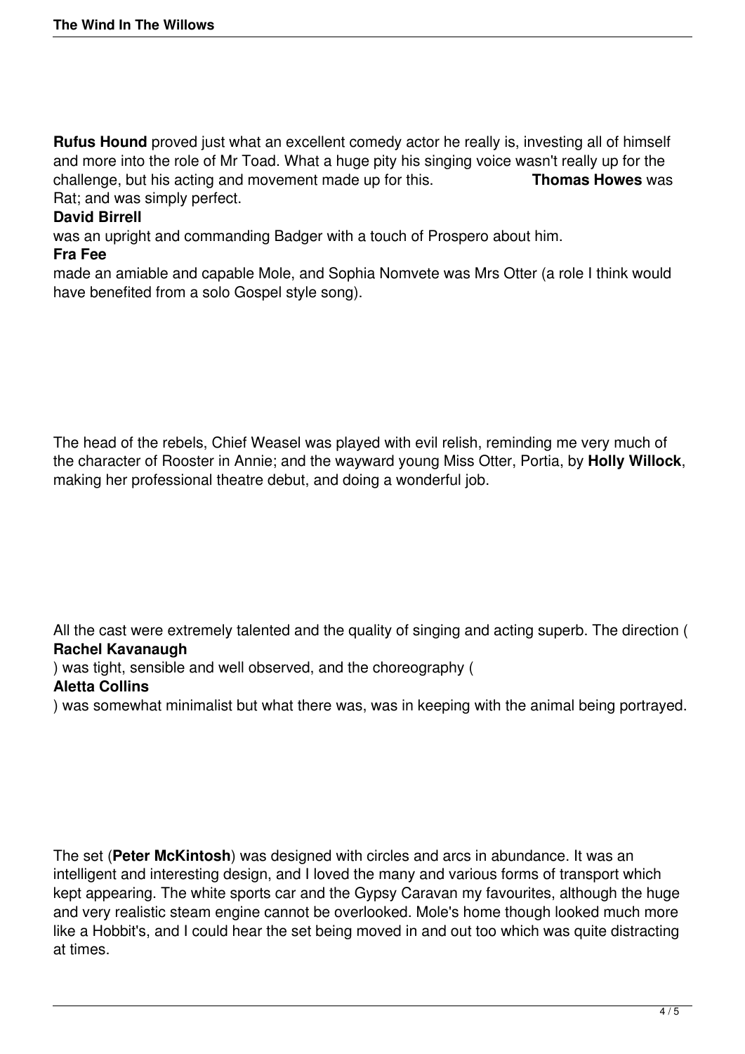**Rufus Hound** proved just what an excellent comedy actor he really is, investing all of himself and more into the role of Mr Toad. What a huge pity his singing voice wasn't really up for the challenge, but his acting and movement made up for this. **Thomas Howes** was Rat; and was simply perfect. **David Birrell** was an upright and commanding Badger with a touch of Prospero about him. **Fra Fee** made an amiable and capable Mole, and Sophia Nomvete was Mrs Otter (a role I think would have benefited from a solo Gospel style song).

The head of the rebels, Chief Weasel was played with evil relish, reminding me very much of the character of Rooster in Annie; and the wayward young Miss Otter, Portia, by **Holly Willock**, making her professional theatre debut, and doing a wonderful job.

All the cast were extremely talented and the quality of singing and acting superb. The direction (**Rachel Kavanaugh**) was tight, sensible and well observed, and the choreography (**Aletta Collins**) was somewhat minimalist but what there was, was in keeping with the animal being portrayed.

The set (**Peter McKintosh**) was designed with circles and arcs in abundance. It was an intelligent and interesting design, and I loved the many and various forms of transport which kept appearing. The white sports car and the Gypsy Caravan my favourites, although the huge and very realistic steam engine cannot be overlooked. Mole's home though looked much more like a Hobbit's, and I could hear the set being moved in and out too which was quite distracting at times.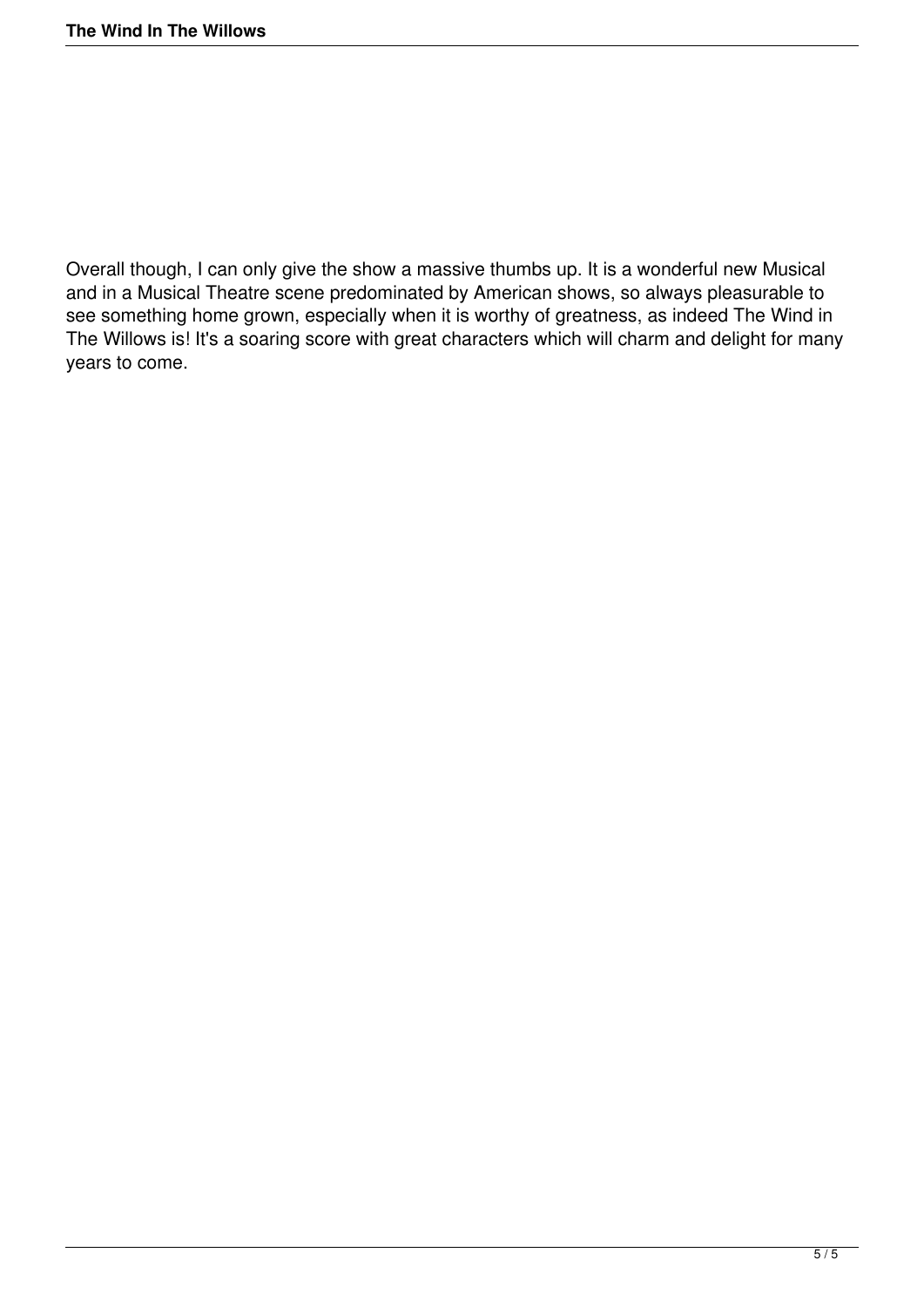Overall though, I can only give the show a massive thumbs up. It is a wonderful new Musical and in a Musical Theatre scene predominated by American shows, so always pleasurable to see something home grown, especially when it is worthy of greatness, as indeed The Wind in The Willows is! It's a soaring score with great characters which will charm and delight for many years to come.